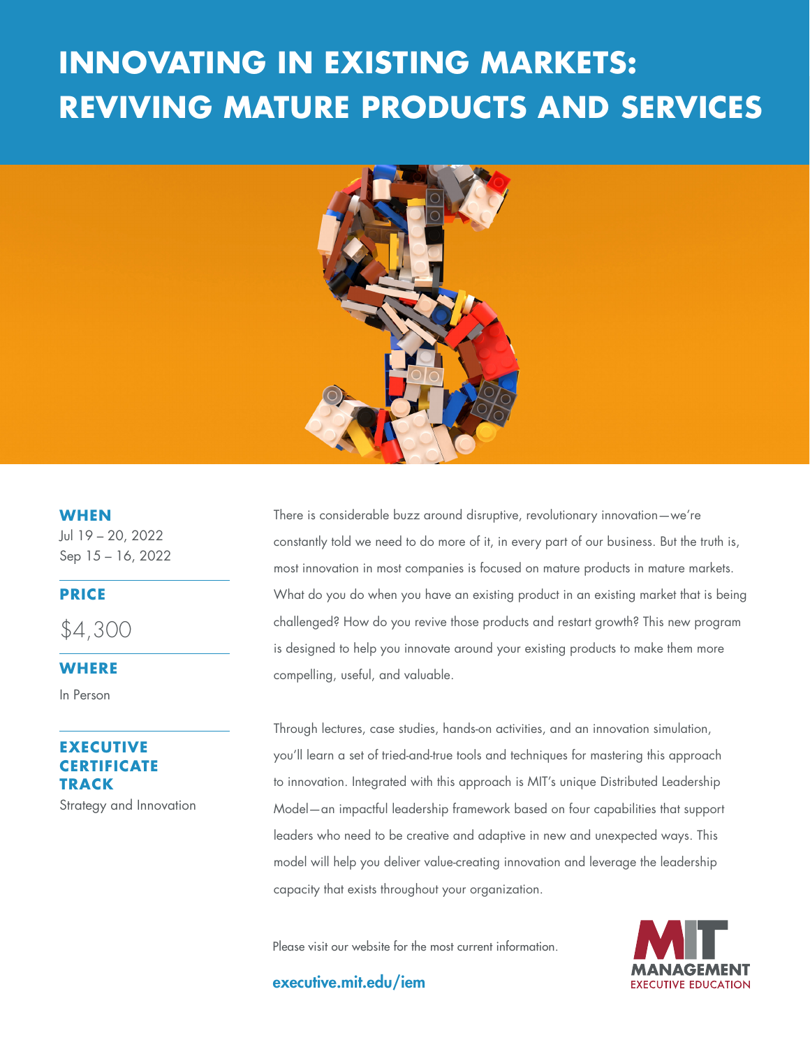# INNOVATING IN EXISTING MARKETS: REVIVING MATURE PRODUCTS AND SERVICES

**WHEN**

Jul 19 – 20, 2022
Sep 15 – 16, 2022

**PRICE**

$4,300

**WHERE**

In Person

**EXECUTIVE CERTIFICATE TRACK**

Strategy and Innovation

There is considerable buzz around disruptive, revolutionary innovation—we're constantly told we need to do more of it, in every part of our business. But the truth is, most innovation in most companies is focused on mature products in mature markets. What do you do when you have an existing product in an existing market that is being challenged? How do you revive those products and restart growth? This new program is designed to help you innovate around your existing products to make them more compelling, useful, and valuable.

Through lectures, case studies, hands-on activities, and an innovation simulation, you'll learn a set of tried-and-true tools and techniques for mastering this approach to innovation. Integrated with this approach is MIT's unique Distributed Leadership Model—an impactful leadership framework based on four capabilities that support leaders who need to be creative and adaptive in new and unexpected ways. This model will help you deliver value-creating innovation and leverage the leadership capacity that exists throughout your organization.

Please visit our website for the most current information.

**executive.mit.edu/iem**

MIT MANAGEMENT EXECUTIVE EDUCATION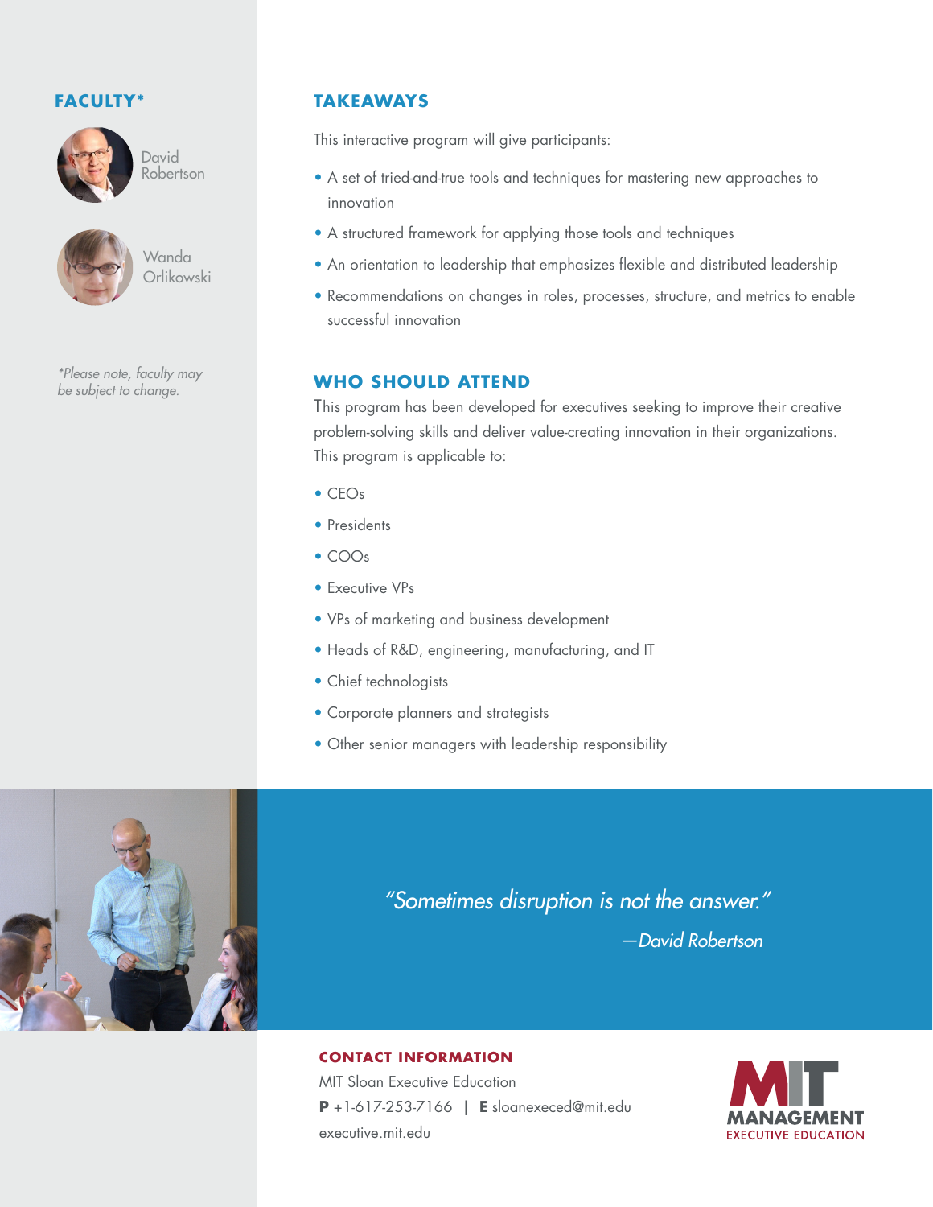## FACULTY*

David Robertson

Wanda Orlikowski

*\*Please note, faculty may be subject to change.*

## TAKEAWAYS

This interactive program will give participants:

- A set of tried-and-true tools and techniques for mastering new approaches to innovation
- A structured framework for applying those tools and techniques
- An orientation to leadership that emphasizes flexible and distributed leadership
- Recommendations on changes in roles, processes, structure, and metrics to enable successful innovation

## WHO SHOULD ATTEND

This program has been developed for executives seeking to improve their creative problem-solving skills and deliver value-creating innovation in their organizations. This program is applicable to:

- CEOs
- Presidents
- COOs
- Executive VPs
- VPs of marketing and business development
- Heads of R&D, engineering, manufacturing, and IT
- Chief technologists
- Corporate planners and strategists
- Other senior managers with leadership responsibility

*"Sometimes disruption is not the answer."*

*—David Robertson*

## CONTACT INFORMATION

MIT Sloan Executive Education

**P** +1-617-253-7166 | **E** sloanexeced@mit.edu

executive.mit.edu

MIT MANAGEMENT EXECUTIVE EDUCATION